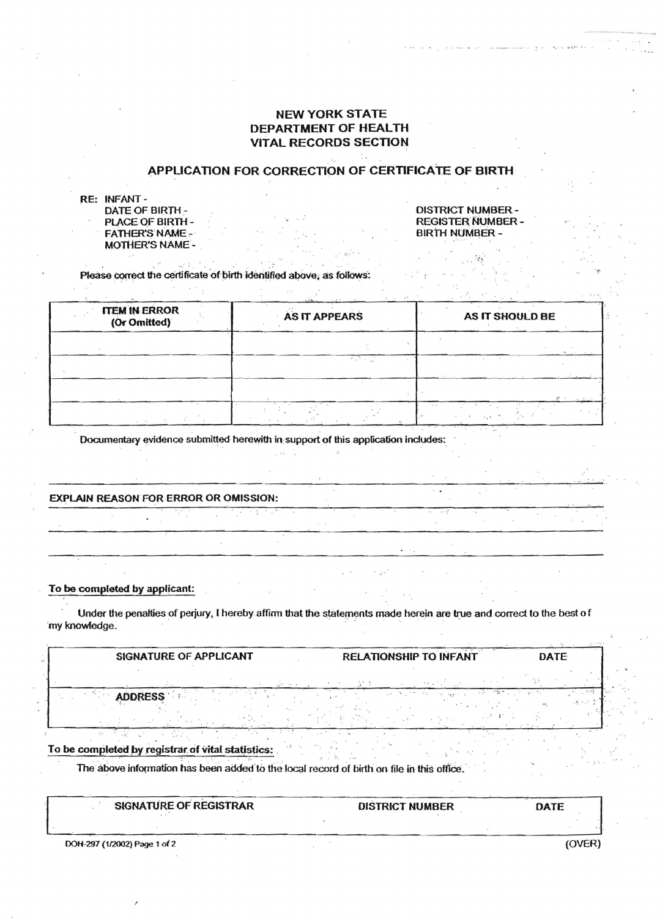# NEW YORK STATE
# DEPARTMENT OF HEALTH
# VITAL RECORDS SECTION

## APPLICATION FOR CORRECTION OF CERTIFICATE OF BIRTH

RE: INFANT -
DATE OF BIRTH -
PLACE OF BIRTH -
FATHER'S NAME -
MOTHER'S NAME -

DISTRICT NUMBER -
REGISTER NUMBER -
BIRTH NUMBER -

Please correct the certificate of birth identified above, as follows:

| ITEM IN ERROR (Or Omitted) | AS IT APPEARS | AS IT SHOULD BE |
|---|---|---|
| | | |
| | | |
| | | |
| | | |

Documentary evidence submitted herewith in support of this application includes:

---

**EXPLAIN REASON FOR ERROR OR OMISSION:**

---

---

**To be completed by applicant:**

Under the penalties of perjury, I hereby affirm that the statements made herein are true and correct to the best of my knowledge.

| SIGNATURE OF APPLICANT | RELATIONSHIP TO INFANT | DATE |
|---|---|---|
| | | |
| ADDRESS | | |

**To be completed by registrar of vital statistics:**

The above information has been added to the local record of birth on file in this office.

| SIGNATURE OF REGISTRAR | DISTRICT NUMBER | DATE |
|---|---|---|
| | | |

DOH-297 (1/2002) Page 1 of 2 (OVER)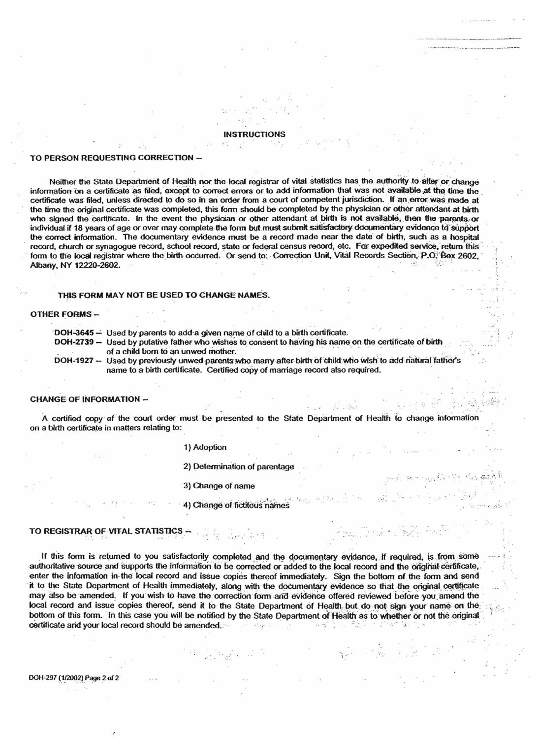## INSTRUCTIONS

**TO PERSON REQUESTING CORRECTION –**

Neither the State Department of Health nor the local registrar of vital statistics has the authority to alter or change information on a certificate as filed, except to correct errors or to add information that was not available at the time the certificate was filed, unless directed to do so in an order from a court of competent jurisdiction. If an error was made at the time the original certificate was completed, this form should be completed by the physician or other attendant at birth who signed the certificate. In the event the physician or other attendant at birth is not available, then the parents or individual if 18 years of age or over may complete the form but must submit satisfactory documentary evidence to support the correct information. The documentary evidence must be a record made near the date of birth, such as a hospital record, church or synagogue record, school record, state or federal census record, etc. For expedited service, return this form to the local registrar where the birth occurred. Or send to: Correction Unit, Vital Records Section, P.O. Box 2602, Albany, NY 12220-2602.

**THIS FORM MAY NOT BE USED TO CHANGE NAMES.**

**OTHER FORMS –**

**DOH-3645** – Used by parents to add a given name of child to a birth certificate.
**DOH-2739** – Used by putative father who wishes to consent to having his name on the certificate of birth of a child born to an unwed mother.
**DOH-1927** – Used by previously unwed parents who marry after birth of child who wish to add natural father's name to a birth certificate. Certified copy of marriage record also required.

**CHANGE OF INFORMATION –**

A certified copy of the court order must be presented to the State Department of Health to change information on a birth certificate in matters relating to:

1) Adoption
2) Determination of parentage
3) Change of name
4) Change of fictitous names

**TO REGISTRAR OF VITAL STATISTICS –**

If this form is returned to you satisfactorily completed and the documentary evidence, if required, is from some authoritative source and supports the information to be corrected or added to the local record and the original certificate, enter the information in the local record and issue copies thereof immediately. Sign the bottom of the form and send it to the State Department of Health immediately, along with the documentary evidence so that the original certificate may also be amended. If you wish to have the correction form and evidence offered reviewed before you amend the local record and issue copies thereof, send it to the State Department of Health but do not sign your name on the bottom of this form. In this case you will be notified by the State Department of Health as to whether or not the original certificate and your local record should be amended.

DOH-297 (1/2002) Page 2 of 2